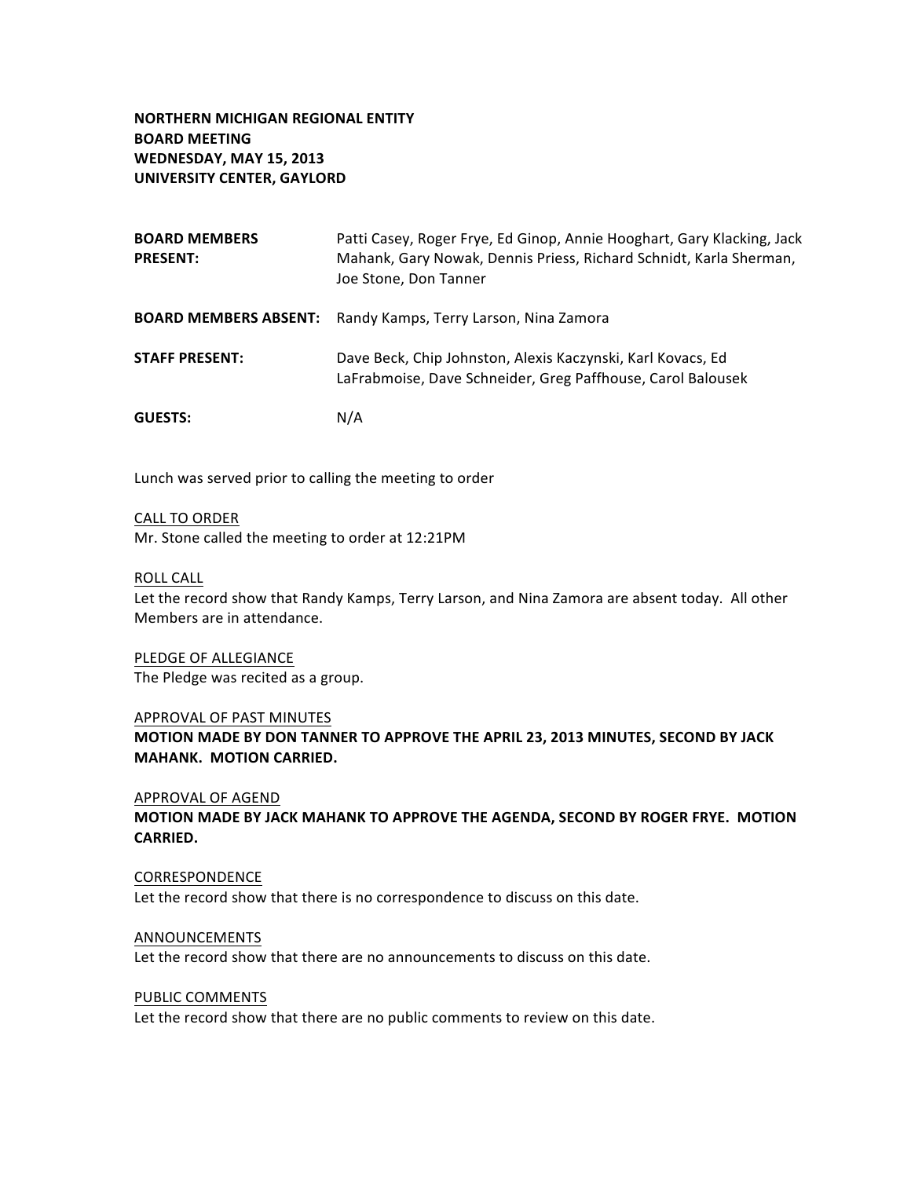**NORTHERN MICHIGAN REGIONAL ENTITY**
**BOARD MEETING**
**WEDNESDAY, MAY 15, 2013**
**UNIVERSITY CENTER, GAYLORD**

| | |
|---|---|
| **BOARD MEMBERS PRESENT:** | Patti Casey, Roger Frye, Ed Ginop, Annie Hooghart, Gary Klacking, Jack Mahank, Gary Nowak, Dennis Priess, Richard Schnidt, Karla Sherman, Joe Stone, Don Tanner |
| **BOARD MEMBERS ABSENT:** | Randy Kamps, Terry Larson, Nina Zamora |
| **STAFF PRESENT:** | Dave Beck, Chip Johnston, Alexis Kaczynski, Karl Kovacs, Ed LaFrabmoise, Dave Schneider, Greg Paffhouse, Carol Balousek |
| **GUESTS:** | N/A |

Lunch was served prior to calling the meeting to order

<u>CALL TO ORDER</u>
Mr. Stone called the meeting to order at 12:21PM

<u>ROLL CALL</u>
Let the record show that Randy Kamps, Terry Larson, and Nina Zamora are absent today. All other Members are in attendance.

<u>PLEDGE OF ALLEGIANCE</u>
The Pledge was recited as a group.

<u>APPROVAL OF PAST MINUTES</u>
**MOTION MADE BY DON TANNER TO APPROVE THE APRIL 23, 2013 MINUTES, SECOND BY JACK MAHANK. MOTION CARRIED.**

<u>APPROVAL OF AGEND</u>
**MOTION MADE BY JACK MAHANK TO APPROVE THE AGENDA, SECOND BY ROGER FRYE. MOTION CARRIED.**

<u>CORRESPONDENCE</u>
Let the record show that there is no correspondence to discuss on this date.

<u>ANNOUNCEMENTS</u>
Let the record show that there are no announcements to discuss on this date.

<u>PUBLIC COMMENTS</u>
Let the record show that there are no public comments to review on this date.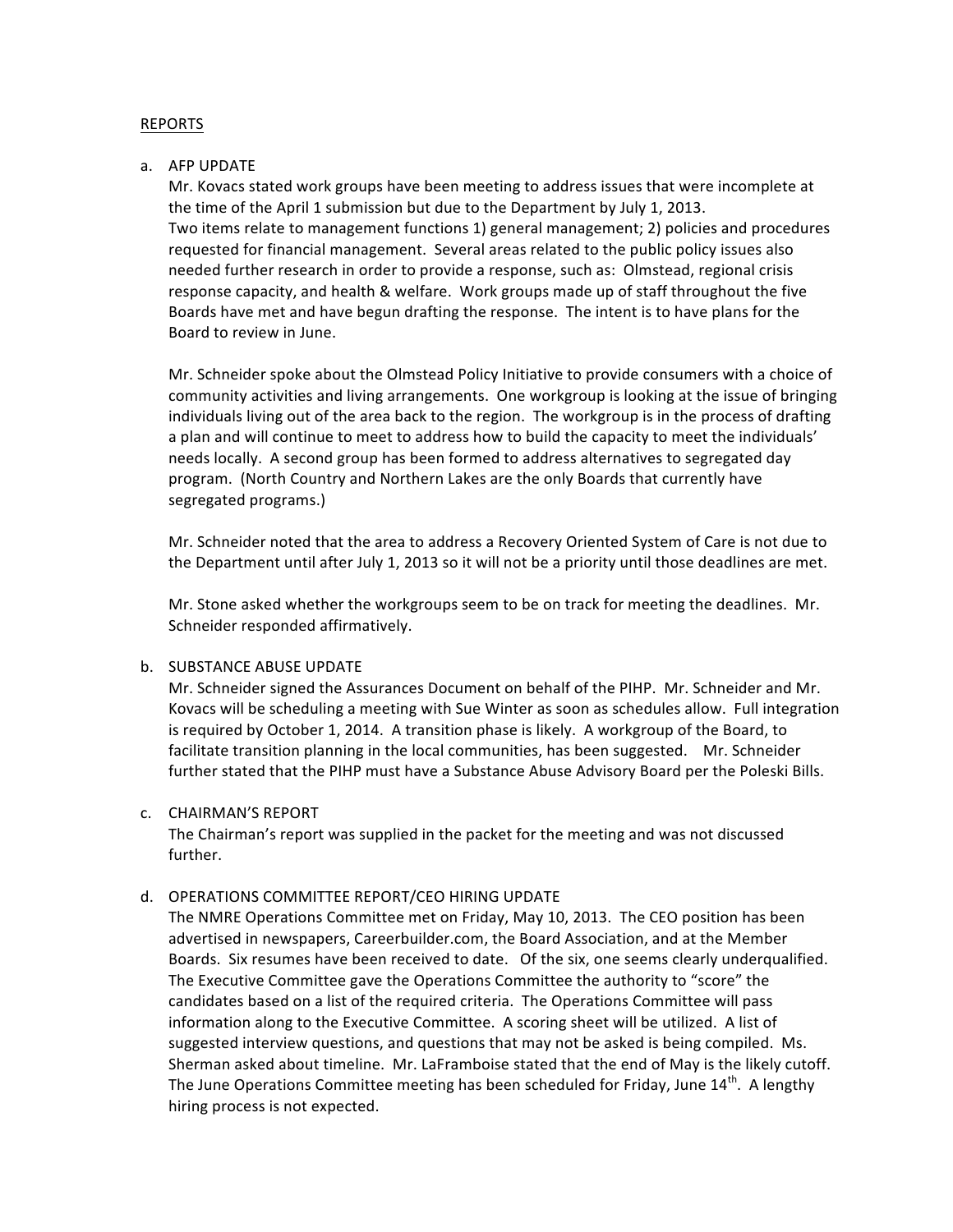## REPORTS

a. AFP UPDATE

Mr. Kovacs stated work groups have been meeting to address issues that were incomplete at the time of the April 1 submission but due to the Department by July 1, 2013.
Two items relate to management functions 1) general management; 2) policies and procedures requested for financial management. Several areas related to the public policy issues also needed further research in order to provide a response, such as: Olmstead, regional crisis response capacity, and health & welfare. Work groups made up of staff throughout the five Boards have met and have begun drafting the response. The intent is to have plans for the Board to review in June.

Mr. Schneider spoke about the Olmstead Policy Initiative to provide consumers with a choice of community activities and living arrangements. One workgroup is looking at the issue of bringing individuals living out of the area back to the region. The workgroup is in the process of drafting a plan and will continue to meet to address how to build the capacity to meet the individuals' needs locally. A second group has been formed to address alternatives to segregated day program. (North Country and Northern Lakes are the only Boards that currently have segregated programs.)

Mr. Schneider noted that the area to address a Recovery Oriented System of Care is not due to the Department until after July 1, 2013 so it will not be a priority until those deadlines are met.

Mr. Stone asked whether the workgroups seem to be on track for meeting the deadlines. Mr. Schneider responded affirmatively.

b. SUBSTANCE ABUSE UPDATE

Mr. Schneider signed the Assurances Document on behalf of the PIHP. Mr. Schneider and Mr. Kovacs will be scheduling a meeting with Sue Winter as soon as schedules allow. Full integration is required by October 1, 2014. A transition phase is likely. A workgroup of the Board, to facilitate transition planning in the local communities, has been suggested. Mr. Schneider further stated that the PIHP must have a Substance Abuse Advisory Board per the Poleski Bills.

c. CHAIRMAN'S REPORT

The Chairman's report was supplied in the packet for the meeting and was not discussed further.

d. OPERATIONS COMMITTEE REPORT/CEO HIRING UPDATE

The NMRE Operations Committee met on Friday, May 10, 2013. The CEO position has been advertised in newspapers, Careerbuilder.com, the Board Association, and at the Member Boards. Six resumes have been received to date. Of the six, one seems clearly underqualified. The Executive Committee gave the Operations Committee the authority to "score" the candidates based on a list of the required criteria. The Operations Committee will pass information along to the Executive Committee. A scoring sheet will be utilized. A list of suggested interview questions, and questions that may not be asked is being compiled. Ms. Sherman asked about timeline. Mr. LaFramboise stated that the end of May is the likely cutoff. The June Operations Committee meeting has been scheduled for Friday, June 14th. A lengthy hiring process is not expected.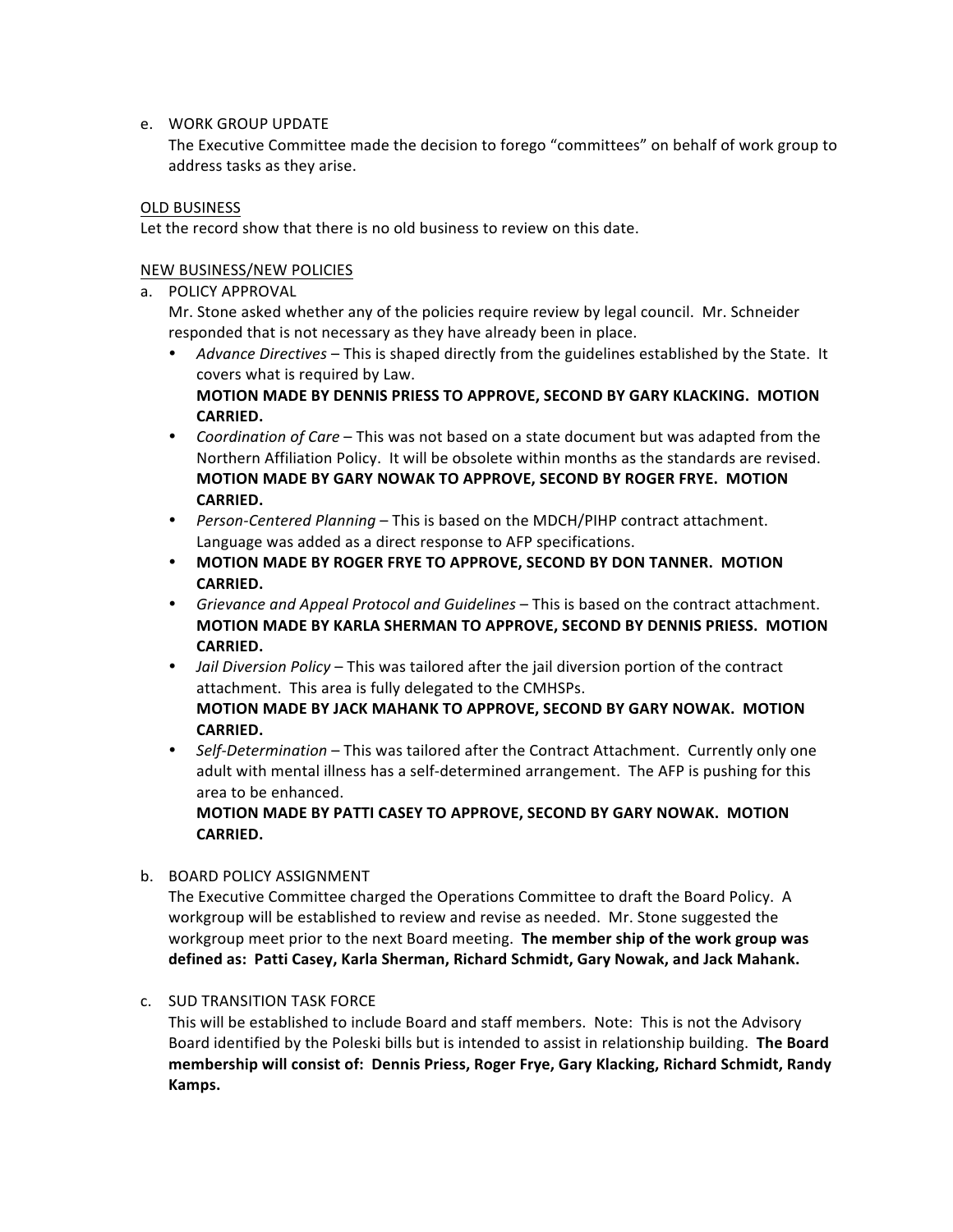e. WORK GROUP UPDATE
   The Executive Committee made the decision to forego "committees" on behalf of work group to address tasks as they arise.

<u>OLD BUSINESS</u>
Let the record show that there is no old business to review on this date.

<u>NEW BUSINESS/NEW POLICIES</u>

a. POLICY APPROVAL
   Mr. Stone asked whether any of the policies require review by legal council. Mr. Schneider responded that is not necessary as they have already been in place.
   - *Advance Directives* – This is shaped directly from the guidelines established by the State. It covers what is required by Law.
     **MOTION MADE BY DENNIS PRIESS TO APPROVE, SECOND BY GARY KLACKING. MOTION CARRIED.**
   - *Coordination of Care* – This was not based on a state document but was adapted from the Northern Affiliation Policy. It will be obsolete within months as the standards are revised.
     **MOTION MADE BY GARY NOWAK TO APPROVE, SECOND BY ROGER FRYE. MOTION CARRIED.**
   - *Person-Centered Planning* – This is based on the MDCH/PIHP contract attachment. Language was added as a direct response to AFP specifications.
   - **MOTION MADE BY ROGER FRYE TO APPROVE, SECOND BY DON TANNER. MOTION CARRIED.**
   - *Grievance and Appeal Protocol and Guidelines* – This is based on the contract attachment.
     **MOTION MADE BY KARLA SHERMAN TO APPROVE, SECOND BY DENNIS PRIESS. MOTION CARRIED.**
   - *Jail Diversion Policy* – This was tailored after the jail diversion portion of the contract attachment. This area is fully delegated to the CMHSPs.
     **MOTION MADE BY JACK MAHANK TO APPROVE, SECOND BY GARY NOWAK. MOTION CARRIED.**
   - *Self-Determination* – This was tailored after the Contract Attachment. Currently only one adult with mental illness has a self-determined arrangement. The AFP is pushing for this area to be enhanced.
     **MOTION MADE BY PATTI CASEY TO APPROVE, SECOND BY GARY NOWAK. MOTION CARRIED.**

b. BOARD POLICY ASSIGNMENT
   The Executive Committee charged the Operations Committee to draft the Board Policy. A workgroup will be established to review and revise as needed. Mr. Stone suggested the workgroup meet prior to the next Board meeting. **The member ship of the work group was defined as: Patti Casey, Karla Sherman, Richard Schmidt, Gary Nowak, and Jack Mahank.**

c. SUD TRANSITION TASK FORCE
   This will be established to include Board and staff members. Note: This is not the Advisory Board identified by the Poleski bills but is intended to assist in relationship building. **The Board membership will consist of: Dennis Priess, Roger Frye, Gary Klacking, Richard Schmidt, Randy Kamps.**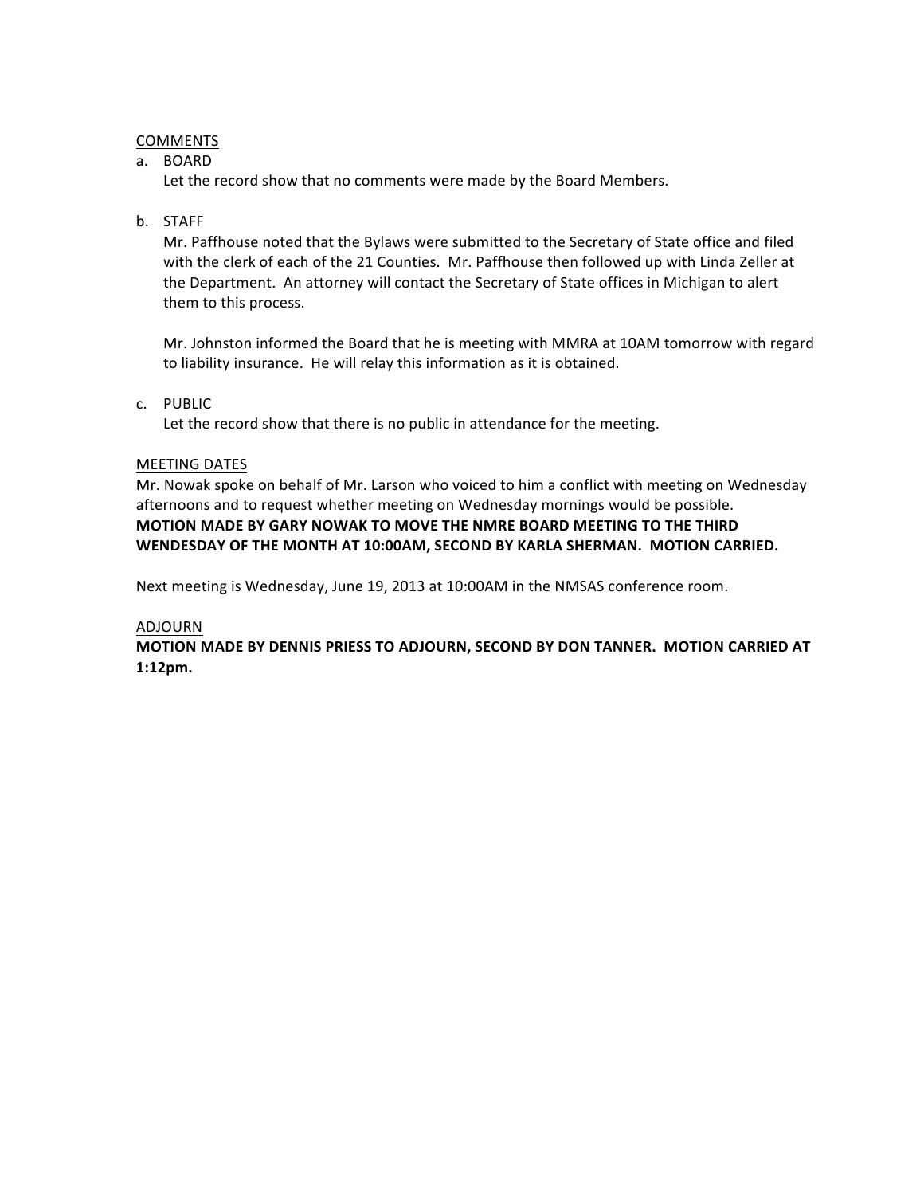<u>COMMENTS</u>

a. BOARD

   Let the record show that no comments were made by the Board Members.

b. STAFF

   Mr. Paffhouse noted that the Bylaws were submitted to the Secretary of State office and filed with the clerk of each of the 21 Counties. Mr. Paffhouse then followed up with Linda Zeller at the Department. An attorney will contact the Secretary of State offices in Michigan to alert them to this process.

   Mr. Johnston informed the Board that he is meeting with MMRA at 10AM tomorrow with regard to liability insurance. He will relay this information as it is obtained.

c. PUBLIC

   Let the record show that there is no public in attendance for the meeting.

<u>MEETING DATES</u>

Mr. Nowak spoke on behalf of Mr. Larson who voiced to him a conflict with meeting on Wednesday afternoons and to request whether meeting on Wednesday mornings would be possible.
**MOTION MADE BY GARY NOWAK TO MOVE THE NMRE BOARD MEETING TO THE THIRD WENDESDAY OF THE MONTH AT 10:00AM, SECOND BY KARLA SHERMAN. MOTION CARRIED.**

Next meeting is Wednesday, June 19, 2013 at 10:00AM in the NMSAS conference room.

<u>ADJOURN</u>

**MOTION MADE BY DENNIS PRIESS TO ADJOURN, SECOND BY DON TANNER. MOTION CARRIED AT 1:12pm.**